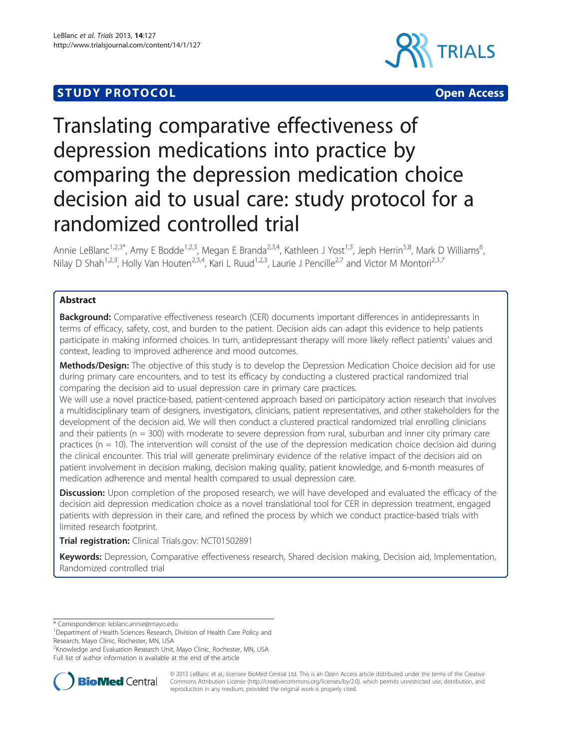**STUDY PROTOCOL** **Open Access**

# Translating comparative effectiveness of depression medications into practice by comparing the depression medication choice decision aid to usual care: study protocol for a randomized controlled trial

Annie LeBlanc[1,2,3*], Amy E Bodde[1,2,3], Megan E Branda[2,3,4], Kathleen J Yost[1,3], Jeph Herrin[5,8], Mark D Williams[6], Nilay D Shah[1,2,3], Holly Van Houten[2,3,4], Kari L Ruud[1,2,3], Laurie J Pencille[2,7] and Victor M Montori[2,3,7]

## Abstract

**Background:** Comparative effectiveness research (CER) documents important differences in antidepressants in terms of efficacy, safety, cost, and burden to the patient. Decision aids can adapt this evidence to help patients participate in making informed choices. In turn, antidepressant therapy will more likely reflect patients' values and context, leading to improved adherence and mood outcomes.

**Methods/Design:** The objective of this study is to develop the Depression Medication Choice decision aid for use during primary care encounters, and to test its efficacy by conducting a clustered practical randomized trial comparing the decision aid to usual depression care in primary care practices.

We will use a novel practice-based, patient-centered approach based on participatory action research that involves a multidisciplinary team of designers, investigators, clinicians, patient representatives, and other stakeholders for the development of the decision aid. We will then conduct a clustered practical randomized trial enrolling clinicians and their patients (n = 300) with moderate to severe depression from rural, suburban and inner city primary care practices (n = 10). The intervention will consist of the use of the depression medication choice decision aid during the clinical encounter. This trial will generate preliminary evidence of the relative impact of the decision aid on patient involvement in decision making, decision making quality, patient knowledge, and 6-month measures of medication adherence and mental health compared to usual depression care.

**Discussion:** Upon completion of the proposed research, we will have developed and evaluated the efficacy of the decision aid depression medication choice as a novel translational tool for CER in depression treatment, engaged patients with depression in their care, and refined the process by which we conduct practice-based trials with limited research footprint.

**Trial registration:** Clinical Trials.gov: NCT01502891

**Keywords:** Depression, Comparative effectiveness research, Shared decision making, Decision aid, Implementation, Randomized controlled trial

\* Correspondence: leblanc.annie@mayo.edu
[1]Department of Health Sciences Research, Division of Health Care Policy and Research, Mayo Clinic, Rochester, MN, USA
[2]Knowledge and Evaluation Research Unit, Mayo Clinic, Rochester, MN, USA
Full list of author information is available at the end of the article

© 2013 LeBlanc et al.; licensee BioMed Central Ltd. This is an Open Access article distributed under the terms of the Creative Commons Attribution License (http://creativecommons.org/licenses/by/2.0), which permits unrestricted use, distribution, and reproduction in any medium, provided the original work is properly cited.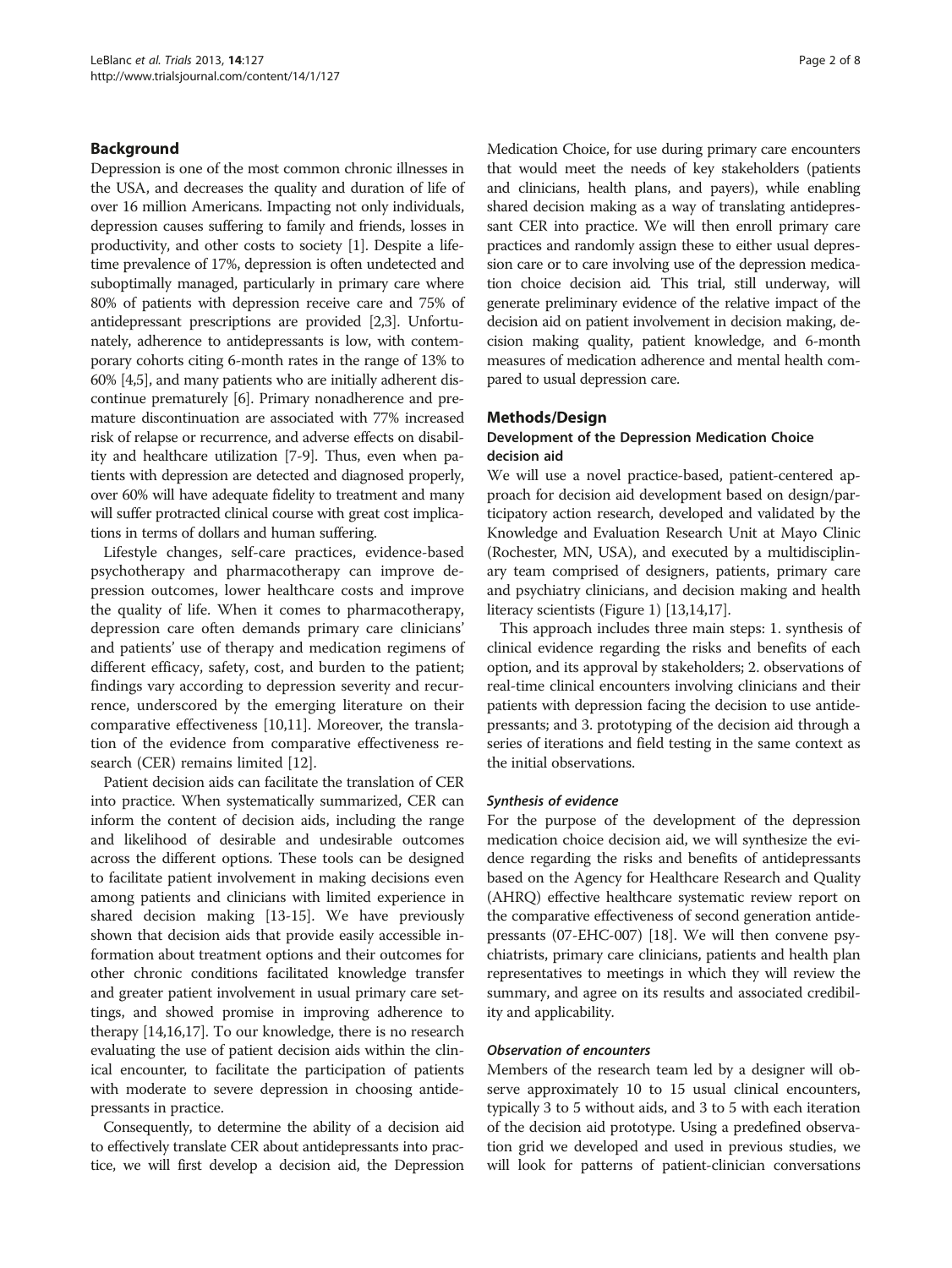## Background

Depression is one of the most common chronic illnesses in the USA, and decreases the quality and duration of life of over 16 million Americans. Impacting not only individuals, depression causes suffering to family and friends, losses in productivity, and other costs to society [1]. Despite a lifetime prevalence of 17%, depression is often undetected and suboptimally managed, particularly in primary care where 80% of patients with depression receive care and 75% of antidepressant prescriptions are provided [2,3]. Unfortunately, adherence to antidepressants is low, with contemporary cohorts citing 6-month rates in the range of 13% to 60% [4,5], and many patients who are initially adherent discontinue prematurely [6]. Primary nonadherence and premature discontinuation are associated with 77% increased risk of relapse or recurrence, and adverse effects on disability and healthcare utilization [7-9]. Thus, even when patients with depression are detected and diagnosed properly, over 60% will have adequate fidelity to treatment and many will suffer protracted clinical course with great cost implications in terms of dollars and human suffering.

Lifestyle changes, self-care practices, evidence-based psychotherapy and pharmacotherapy can improve depression outcomes, lower healthcare costs and improve the quality of life. When it comes to pharmacotherapy, depression care often demands primary care clinicians' and patients' use of therapy and medication regimens of different efficacy, safety, cost, and burden to the patient; findings vary according to depression severity and recurrence, underscored by the emerging literature on their comparative effectiveness [10,11]. Moreover, the translation of the evidence from comparative effectiveness research (CER) remains limited [12].

Patient decision aids can facilitate the translation of CER into practice. When systematically summarized, CER can inform the content of decision aids, including the range and likelihood of desirable and undesirable outcomes across the different options. These tools can be designed to facilitate patient involvement in making decisions even among patients and clinicians with limited experience in shared decision making [13-15]. We have previously shown that decision aids that provide easily accessible information about treatment options and their outcomes for other chronic conditions facilitated knowledge transfer and greater patient involvement in usual primary care settings, and showed promise in improving adherence to therapy [14,16,17]. To our knowledge, there is no research evaluating the use of patient decision aids within the clinical encounter, to facilitate the participation of patients with moderate to severe depression in choosing antidepressants in practice.

Consequently, to determine the ability of a decision aid to effectively translate CER about antidepressants into practice, we will first develop a decision aid, the Depression Medication Choice, for use during primary care encounters that would meet the needs of key stakeholders (patients and clinicians, health plans, and payers), while enabling shared decision making as a way of translating antidepressant CER into practice. We will then enroll primary care practices and randomly assign these to either usual depression care or to care involving use of the depression medication choice decision aid. This trial, still underway, will generate preliminary evidence of the relative impact of the decision aid on patient involvement in decision making, decision making quality, patient knowledge, and 6-month measures of medication adherence and mental health compared to usual depression care.

## Methods/Design

### Development of the Depression Medication Choice decision aid

We will use a novel practice-based, patient-centered approach for decision aid development based on design/participatory action research, developed and validated by the Knowledge and Evaluation Research Unit at Mayo Clinic (Rochester, MN, USA), and executed by a multidisciplinary team comprised of designers, patients, primary care and psychiatry clinicians, and decision making and health literacy scientists (Figure 1) [13,14,17].

This approach includes three main steps: 1. synthesis of clinical evidence regarding the risks and benefits of each option, and its approval by stakeholders; 2. observations of real-time clinical encounters involving clinicians and their patients with depression facing the decision to use antidepressants; and 3. prototyping of the decision aid through a series of iterations and field testing in the same context as the initial observations.

#### *Synthesis of evidence*

For the purpose of the development of the depression medication choice decision aid, we will synthesize the evidence regarding the risks and benefits of antidepressants based on the Agency for Healthcare Research and Quality (AHRQ) effective healthcare systematic review report on the comparative effectiveness of second generation antidepressants (07-EHC-007) [18]. We will then convene psychiatrists, primary care clinicians, patients and health plan representatives to meetings in which they will review the summary, and agree on its results and associated credibility and applicability.

#### *Observation of encounters*

Members of the research team led by a designer will observe approximately 10 to 15 usual clinical encounters, typically 3 to 5 without aids, and 3 to 5 with each iteration of the decision aid prototype. Using a predefined observation grid we developed and used in previous studies, we will look for patterns of patient-clinician conversations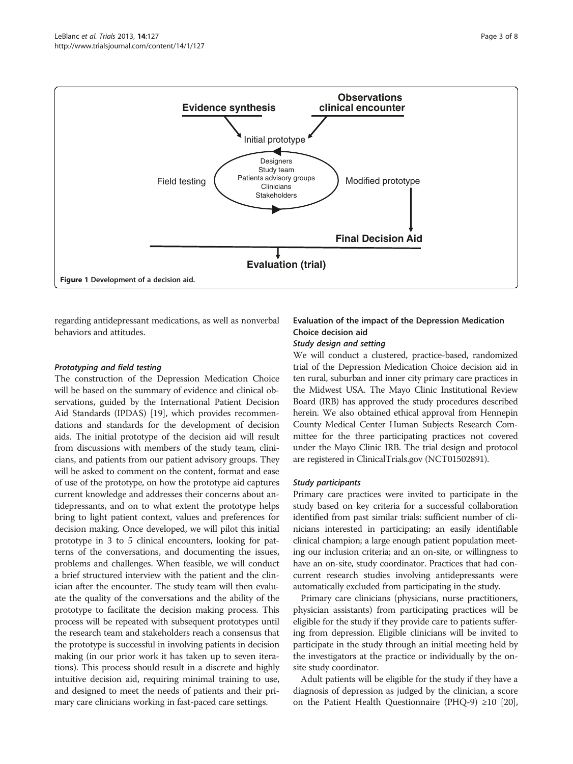Figure 1 Development of a decision aid.

regarding antidepressant medications, as well as nonverbal behaviors and attitudes.

#### *Prototyping and field testing*

The construction of the Depression Medication Choice will be based on the summary of evidence and clinical observations, guided by the International Patient Decision Aid Standards (IPDAS) [19], which provides recommendations and standards for the development of decision aids. The initial prototype of the decision aid will result from discussions with members of the study team, clinicians, and patients from our patient advisory groups. They will be asked to comment on the content, format and ease of use of the prototype, on how the prototype aid captures current knowledge and addresses their concerns about antidepressants, and on to what extent the prototype helps bring to light patient context, values and preferences for decision making. Once developed, we will pilot this initial prototype in 3 to 5 clinical encounters, looking for patterns of the conversations, and documenting the issues, problems and challenges. When feasible, we will conduct a brief structured interview with the patient and the clinician after the encounter. The study team will then evaluate the quality of the conversations and the ability of the prototype to facilitate the decision making process. This process will be repeated with subsequent prototypes until the research team and stakeholders reach a consensus that the prototype is successful in involving patients in decision making (in our prior work it has taken up to seven iterations). This process should result in a discrete and highly intuitive decision aid, requiring minimal training to use, and designed to meet the needs of patients and their primary care clinicians working in fast-paced care settings.

### Evaluation of the impact of the Depression Medication Choice decision aid

#### *Study design and setting*

We will conduct a clustered, practice-based, randomized trial of the Depression Medication Choice decision aid in ten rural, suburban and inner city primary care practices in the Midwest USA. The Mayo Clinic Institutional Review Board (IRB) has approved the study procedures described herein. We also obtained ethical approval from Hennepin County Medical Center Human Subjects Research Committee for the three participating practices not covered under the Mayo Clinic IRB. The trial design and protocol are registered in ClinicalTrials.gov (NCT01502891).

#### *Study participants*

Primary care practices were invited to participate in the study based on key criteria for a successful collaboration identified from past similar trials: sufficient number of clinicians interested in participating; an easily identifiable clinical champion; a large enough patient population meeting our inclusion criteria; and an on-site, or willingness to have an on-site, study coordinator. Practices that had concurrent research studies involving antidepressants were automatically excluded from participating in the study.

Primary care clinicians (physicians, nurse practitioners, physician assistants) from participating practices will be eligible for the study if they provide care to patients suffering from depression. Eligible clinicians will be invited to participate in the study through an initial meeting held by the investigators at the practice or individually by the on-site study coordinator.

Adult patients will be eligible for the study if they have a diagnosis of depression as judged by the clinician, a score on the Patient Health Questionnaire (PHQ-9) ≥10 [20],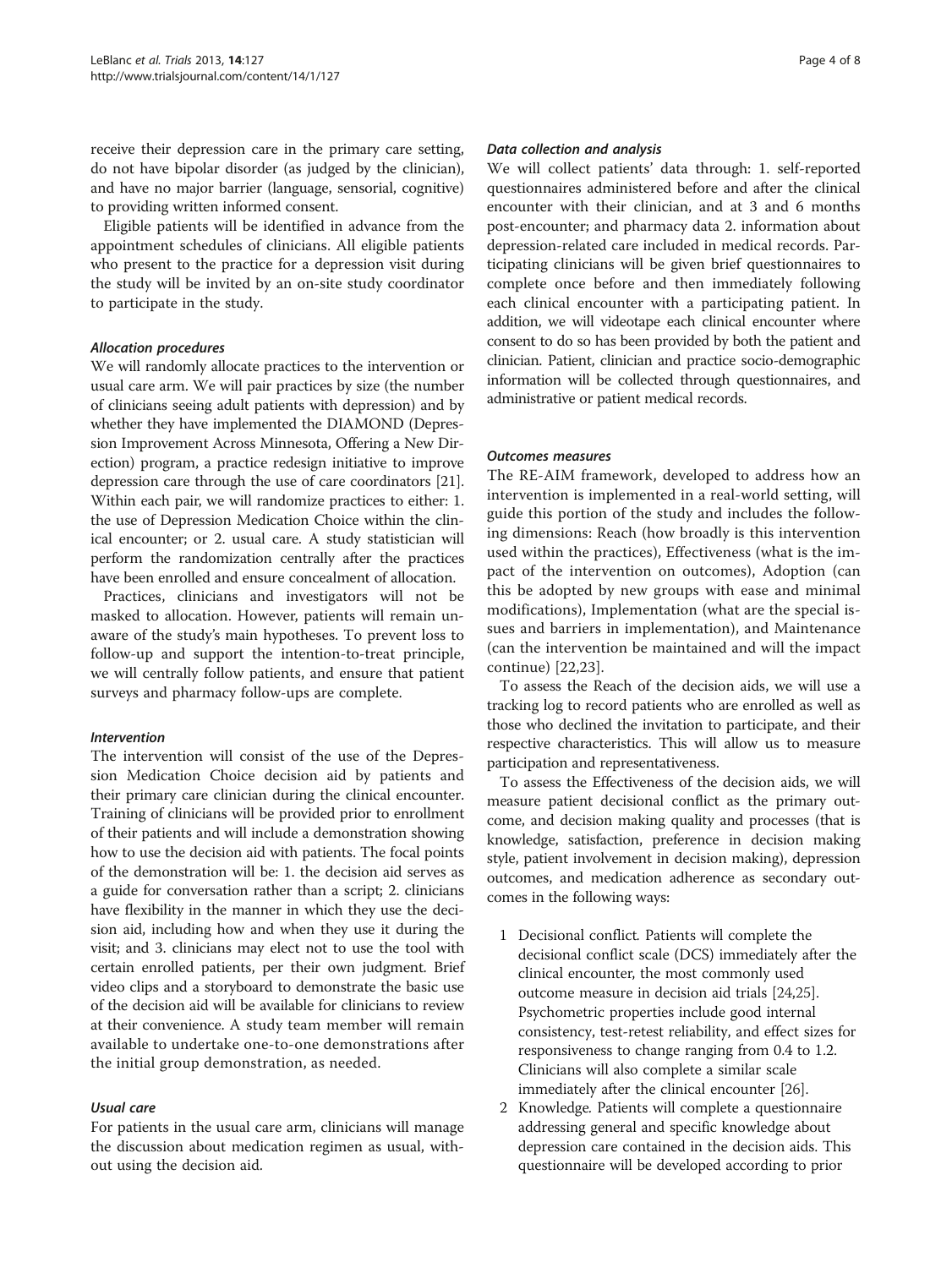receive their depression care in the primary care setting, do not have bipolar disorder (as judged by the clinician), and have no major barrier (language, sensorial, cognitive) to providing written informed consent.

Eligible patients will be identified in advance from the appointment schedules of clinicians. All eligible patients who present to the practice for a depression visit during the study will be invited by an on-site study coordinator to participate in the study.

#### *Allocation procedures*

We will randomly allocate practices to the intervention or usual care arm. We will pair practices by size (the number of clinicians seeing adult patients with depression) and by whether they have implemented the DIAMOND (Depression Improvement Across Minnesota, Offering a New Direction) program, a practice redesign initiative to improve depression care through the use of care coordinators [21]. Within each pair, we will randomize practices to either: 1. the use of Depression Medication Choice within the clinical encounter; or 2. usual care. A study statistician will perform the randomization centrally after the practices have been enrolled and ensure concealment of allocation.

Practices, clinicians and investigators will not be masked to allocation. However, patients will remain unaware of the study's main hypotheses. To prevent loss to follow-up and support the intention-to-treat principle, we will centrally follow patients, and ensure that patient surveys and pharmacy follow-ups are complete.

#### *Intervention*

The intervention will consist of the use of the Depression Medication Choice decision aid by patients and their primary care clinician during the clinical encounter. Training of clinicians will be provided prior to enrollment of their patients and will include a demonstration showing how to use the decision aid with patients. The focal points of the demonstration will be: 1. the decision aid serves as a guide for conversation rather than a script; 2. clinicians have flexibility in the manner in which they use the decision aid, including how and when they use it during the visit; and 3. clinicians may elect not to use the tool with certain enrolled patients, per their own judgment. Brief video clips and a storyboard to demonstrate the basic use of the decision aid will be available for clinicians to review at their convenience. A study team member will remain available to undertake one-to-one demonstrations after the initial group demonstration, as needed.

#### *Usual care*

For patients in the usual care arm, clinicians will manage the discussion about medication regimen as usual, without using the decision aid.

#### *Data collection and analysis*

We will collect patients' data through: 1. self-reported questionnaires administered before and after the clinical encounter with their clinician, and at 3 and 6 months post-encounter; and pharmacy data 2. information about depression-related care included in medical records. Participating clinicians will be given brief questionnaires to complete once before and then immediately following each clinical encounter with a participating patient. In addition, we will videotape each clinical encounter where consent to do so has been provided by both the patient and clinician. Patient, clinician and practice socio-demographic information will be collected through questionnaires, and administrative or patient medical records.

#### *Outcomes measures*

The RE-AIM framework, developed to address how an intervention is implemented in a real-world setting, will guide this portion of the study and includes the following dimensions: Reach (how broadly is this intervention used within the practices), Effectiveness (what is the impact of the intervention on outcomes), Adoption (can this be adopted by new groups with ease and minimal modifications), Implementation (what are the special issues and barriers in implementation), and Maintenance (can the intervention be maintained and will the impact continue) [22,23].

To assess the Reach of the decision aids, we will use a tracking log to record patients who are enrolled as well as those who declined the invitation to participate, and their respective characteristics. This will allow us to measure participation and representativeness.

To assess the Effectiveness of the decision aids, we will measure patient decisional conflict as the primary outcome, and decision making quality and processes (that is knowledge, satisfaction, preference in decision making style, patient involvement in decision making), depression outcomes, and medication adherence as secondary outcomes in the following ways:

1. Decisional conflict. Patients will complete the decisional conflict scale (DCS) immediately after the clinical encounter, the most commonly used outcome measure in decision aid trials [24,25]. Psychometric properties include good internal consistency, test-retest reliability, and effect sizes for responsiveness to change ranging from 0.4 to 1.2. Clinicians will also complete a similar scale immediately after the clinical encounter [26].
2. Knowledge. Patients will complete a questionnaire addressing general and specific knowledge about depression care contained in the decision aids. This questionnaire will be developed according to prior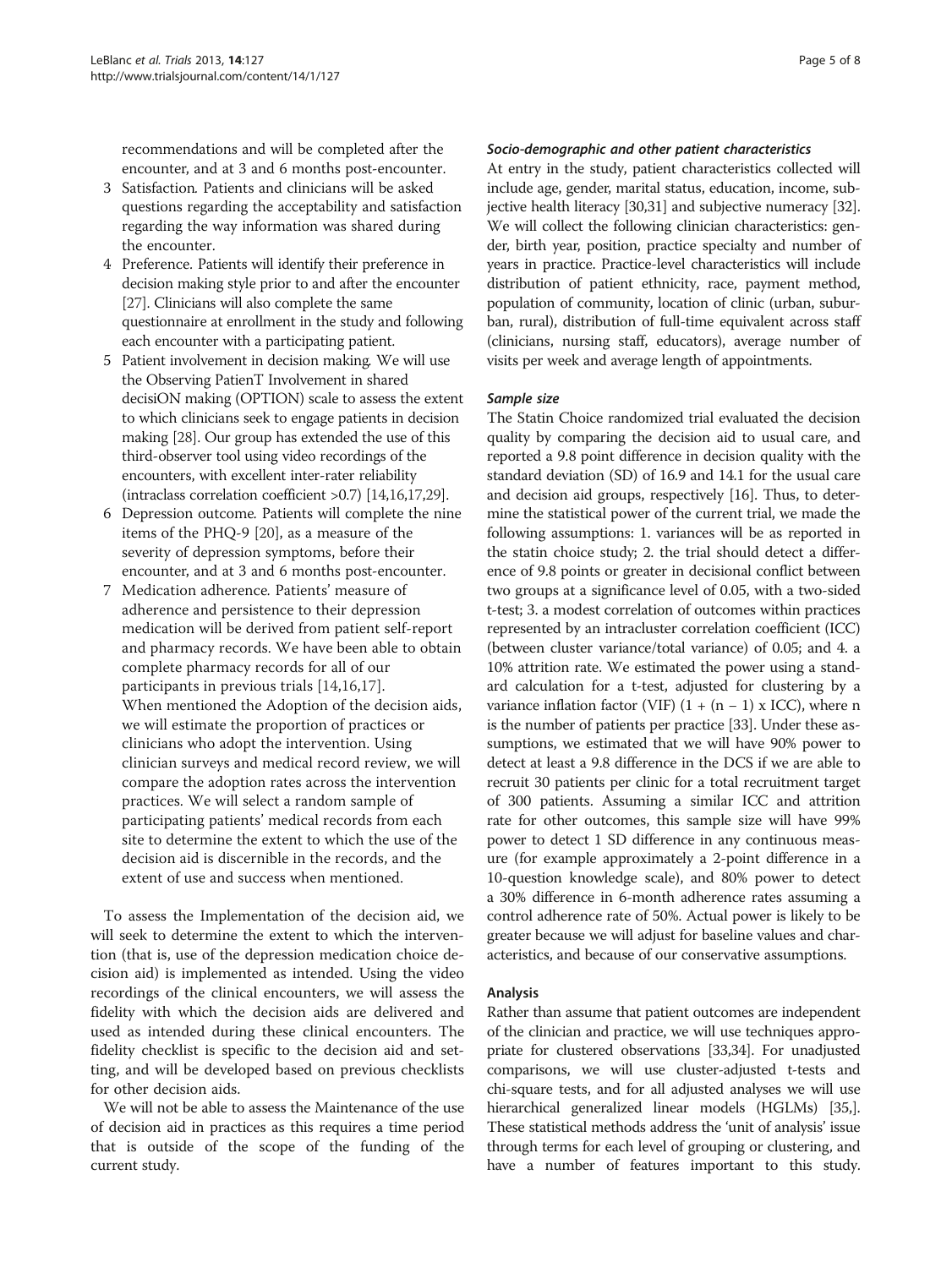recommendations and will be completed after the encounter, and at 3 and 6 months post-encounter.

3. Satisfaction. Patients and clinicians will be asked questions regarding the acceptability and satisfaction regarding the way information was shared during the encounter.
4. Preference. Patients will identify their preference in decision making style prior to and after the encounter [27]. Clinicians will also complete the same questionnaire at enrollment in the study and following each encounter with a participating patient.
5. Patient involvement in decision making. We will use the Observing PatienT Involvement in shared decisiON making (OPTION) scale to assess the extent to which clinicians seek to engage patients in decision making [28]. Our group has extended the use of this third-observer tool using video recordings of the encounters, with excellent inter-rater reliability (intraclass correlation coefficient >0.7) [14,16,17,29].
6. Depression outcome. Patients will complete the nine items of the PHQ-9 [20], as a measure of the severity of depression symptoms, before their encounter, and at 3 and 6 months post-encounter.
7. Medication adherence. Patients' measure of adherence and persistence to their depression medication will be derived from patient self-report and pharmacy records. We have been able to obtain complete pharmacy records for all of our participants in previous trials [14,16,17].
   When mentioned the Adoption of the decision aids, we will estimate the proportion of practices or clinicians who adopt the intervention. Using clinician surveys and medical record review, we will compare the adoption rates across the intervention practices. We will select a random sample of participating patients' medical records from each site to determine the extent to which the use of the decision aid is discernible in the records, and the extent of use and success when mentioned.

To assess the Implementation of the decision aid, we will seek to determine the extent to which the intervention (that is, use of the depression medication choice decision aid) is implemented as intended. Using the video recordings of the clinical encounters, we will assess the fidelity with which the decision aids are delivered and used as intended during these clinical encounters. The fidelity checklist is specific to the decision aid and setting, and will be developed based on previous checklists for other decision aids.

We will not be able to assess the Maintenance of the use of decision aid in practices as this requires a time period that is outside of the scope of the funding of the current study.

#### *Socio-demographic and other patient characteristics*

At entry in the study, patient characteristics collected will include age, gender, marital status, education, income, subjective health literacy [30,31] and subjective numeracy [32]. We will collect the following clinician characteristics: gender, birth year, position, practice specialty and number of years in practice. Practice-level characteristics will include distribution of patient ethnicity, race, payment method, population of community, location of clinic (urban, suburban, rural), distribution of full-time equivalent across staff (clinicians, nursing staff, educators), average number of visits per week and average length of appointments.

#### *Sample size*

The Statin Choice randomized trial evaluated the decision quality by comparing the decision aid to usual care, and reported a 9.8 point difference in decision quality with the standard deviation (SD) of 16.9 and 14.1 for the usual care and decision aid groups, respectively [16]. Thus, to determine the statistical power of the current trial, we made the following assumptions: 1. variances will be as reported in the statin choice study; 2. the trial should detect a difference of 9.8 points or greater in decisional conflict between two groups at a significance level of 0.05, with a two-sided t-test; 3. a modest correlation of outcomes within practices represented by an intracluster correlation coefficient (ICC) (between cluster variance/total variance) of 0.05; and 4. a 10% attrition rate. We estimated the power using a standard calculation for a t-test, adjusted for clustering by a variance inflation factor (VIF) $(1 + (n - 1) \times ICC)$, where n is the number of patients per practice [33]. Under these assumptions, we estimated that we will have 90% power to detect at least a 9.8 difference in the DCS if we are able to recruit 30 patients per clinic for a total recruitment target of 300 patients. Assuming a similar ICC and attrition rate for other outcomes, this sample size will have 99% power to detect 1 SD difference in any continuous measure (for example approximately a 2-point difference in a 10-question knowledge scale), and 80% power to detect a 30% difference in 6-month adherence rates assuming a control adherence rate of 50%. Actual power is likely to be greater because we will adjust for baseline values and characteristics, and because of our conservative assumptions.

### Analysis

Rather than assume that patient outcomes are independent of the clinician and practice, we will use techniques appropriate for clustered observations [33,34]. For unadjusted comparisons, we will use cluster-adjusted t-tests and chi-square tests, and for all adjusted analyses we will use hierarchical generalized linear models (HGLMs) [35,]. These statistical methods address the 'unit of analysis' issue through terms for each level of grouping or clustering, and have a number of features important to this study.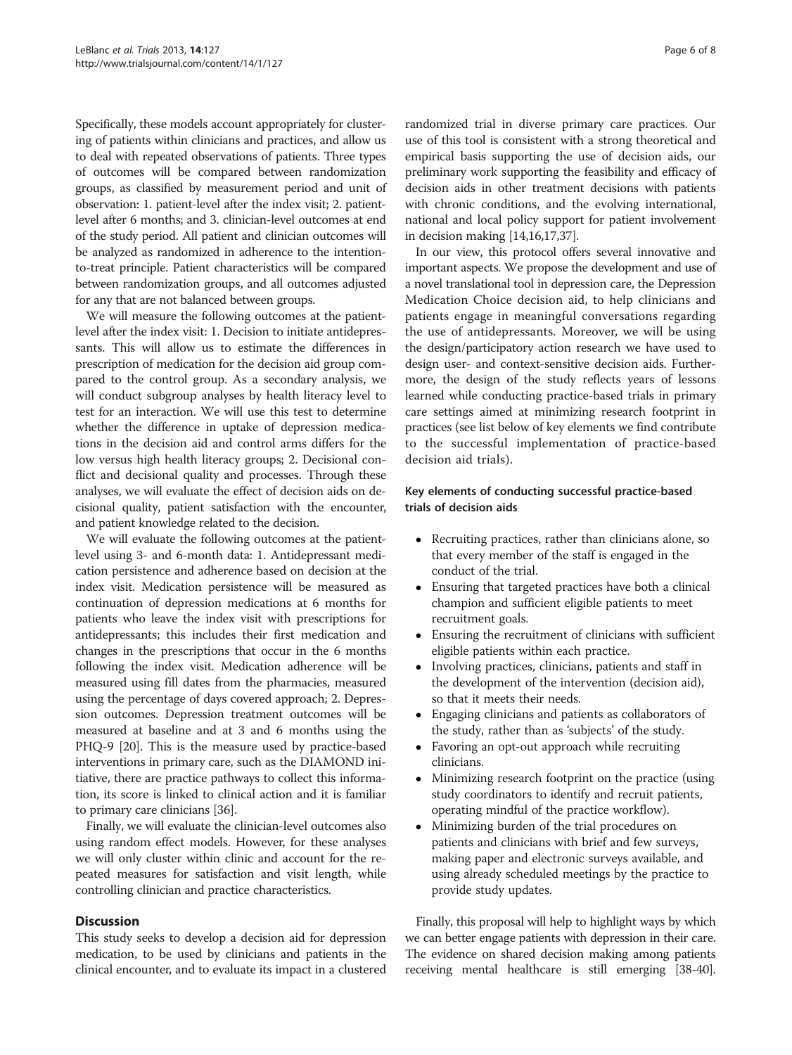Specifically, these models account appropriately for clustering of patients within clinicians and practices, and allow us to deal with repeated observations of patients. Three types of outcomes will be compared between randomization groups, as classified by measurement period and unit of observation: 1. patient-level after the index visit; 2. patient-level after 6 months; and 3. clinician-level outcomes at end of the study period. All patient and clinician outcomes will be analyzed as randomized in adherence to the intention-to-treat principle. Patient characteristics will be compared between randomization groups, and all outcomes adjusted for any that are not balanced between groups.

We will measure the following outcomes at the patient-level after the index visit: 1. Decision to initiate antidepressants. This will allow us to estimate the differences in prescription of medication for the decision aid group compared to the control group. As a secondary analysis, we will conduct subgroup analyses by health literacy level to test for an interaction. We will use this test to determine whether the difference in uptake of depression medications in the decision aid and control arms differs for the low versus high health literacy groups; 2. Decisional conflict and decisional quality and processes. Through these analyses, we will evaluate the effect of decision aids on decisional quality, patient satisfaction with the encounter, and patient knowledge related to the decision.

We will evaluate the following outcomes at the patient-level using 3- and 6-month data: 1. Antidepressant medication persistence and adherence based on decision at the index visit. Medication persistence will be measured as continuation of depression medications at 6 months for patients who leave the index visit with prescriptions for antidepressants; this includes their first medication and changes in the prescriptions that occur in the 6 months following the index visit. Medication adherence will be measured using fill dates from the pharmacies, measured using the percentage of days covered approach; 2. Depression outcomes. Depression treatment outcomes will be measured at baseline and at 3 and 6 months using the PHQ-9 [20]. This is the measure used by practice-based interventions in primary care, such as the DIAMOND initiative, there are practice pathways to collect this information, its score is linked to clinical action and it is familiar to primary care clinicians [36].

Finally, we will evaluate the clinician-level outcomes also using random effect models. However, for these analyses we will only cluster within clinic and account for the repeated measures for satisfaction and visit length, while controlling clinician and practice characteristics.

## Discussion

This study seeks to develop a decision aid for depression medication, to be used by clinicians and patients in the clinical encounter, and to evaluate its impact in a clustered randomized trial in diverse primary care practices. Our use of this tool is consistent with a strong theoretical and empirical basis supporting the use of decision aids, our preliminary work supporting the feasibility and efficacy of decision aids in other treatment decisions with patients with chronic conditions, and the evolving international, national and local policy support for patient involvement in decision making [14,16,17,37].

In our view, this protocol offers several innovative and important aspects. We propose the development and use of a novel translational tool in depression care, the Depression Medication Choice decision aid, to help clinicians and patients engage in meaningful conversations regarding the use of antidepressants. Moreover, we will be using the design/participatory action research we have used to design user- and context-sensitive decision aids. Furthermore, the design of the study reflects years of lessons learned while conducting practice-based trials in primary care settings aimed at minimizing research footprint in practices (see list below of key elements we find contribute to the successful implementation of practice-based decision aid trials).

### Key elements of conducting successful practice-based trials of decision aids

- Recruiting practices, rather than clinicians alone, so that every member of the staff is engaged in the conduct of the trial.
- Ensuring that targeted practices have both a clinical champion and sufficient eligible patients to meet recruitment goals.
- Ensuring the recruitment of clinicians with sufficient eligible patients within each practice.
- Involving practices, clinicians, patients and staff in the development of the intervention (decision aid), so that it meets their needs.
- Engaging clinicians and patients as collaborators of the study, rather than as 'subjects' of the study.
- Favoring an opt-out approach while recruiting clinicians.
- Minimizing research footprint on the practice (using study coordinators to identify and recruit patients, operating mindful of the practice workflow).
- Minimizing burden of the trial procedures on patients and clinicians with brief and few surveys, making paper and electronic surveys available, and using already scheduled meetings by the practice to provide study updates.

Finally, this proposal will help to highlight ways by which we can better engage patients with depression in their care. The evidence on shared decision making among patients receiving mental healthcare is still emerging [38-40].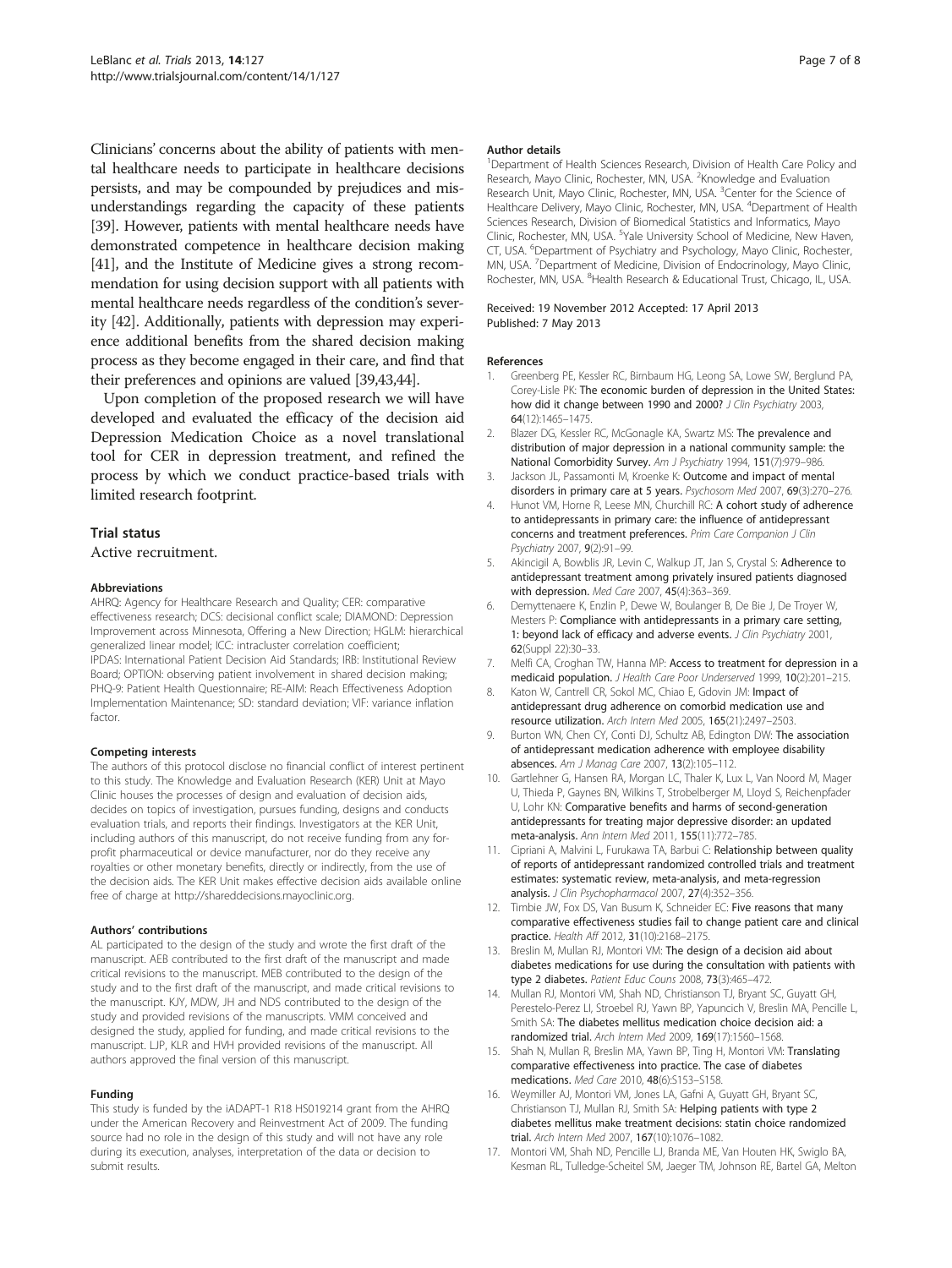Clinicians' concerns about the ability of patients with mental healthcare needs to participate in healthcare decisions persists, and may be compounded by prejudices and misunderstandings regarding the capacity of these patients [39]. However, patients with mental healthcare needs have demonstrated competence in healthcare decision making [41], and the Institute of Medicine gives a strong recommendation for using decision support with all patients with mental healthcare needs regardless of the condition's severity [42]. Additionally, patients with depression may experience additional benefits from the shared decision making process as they become engaged in their care, and find that their preferences and opinions are valued [39,43,44].

Upon completion of the proposed research we will have developed and evaluated the efficacy of the decision aid Depression Medication Choice as a novel translational tool for CER in depression treatment, and refined the process by which we conduct practice-based trials with limited research footprint.

## Trial status

Active recruitment.

#### Abbreviations

AHRQ: Agency for Healthcare Research and Quality; CER: comparative effectiveness research; DCS: decisional conflict scale; DIAMOND: Depression Improvement across Minnesota, Offering a New Direction; HGLM: hierarchical generalized linear model; ICC: intracluster correlation coefficient; IPDAS: International Patient Decision Aid Standards; IRB: Institutional Review Board; OPTION: observing patient involvement in shared decision making; PHQ-9: Patient Health Questionnaire; RE-AIM: Reach Effectiveness Adoption Implementation Maintenance; SD: standard deviation; VIF: variance inflation factor.

#### Competing interests

The authors of this protocol disclose no financial conflict of interest pertinent to this study. The Knowledge and Evaluation Research (KER) Unit at Mayo Clinic houses the processes of design and evaluation of decision aids, decides on topics of investigation, pursues funding, designs and conducts evaluation trials, and reports their findings. Investigators at the KER Unit, including authors of this manuscript, do not receive funding from any for-profit pharmaceutical or device manufacturer, nor do they receive any royalties or other monetary benefits, directly or indirectly, from the use of the decision aids. The KER Unit makes effective decision aids available online free of charge at http://shareddecisions.mayoclinic.org.

#### Authors' contributions

AL participated to the design of the study and wrote the first draft of the manuscript. AEB contributed to the first draft of the manuscript and made critical revisions to the manuscript. MEB contributed to the design of the study and to the first draft of the manuscript, and made critical revisions to the manuscript. KJY, MDW, JH and NDS contributed to the design of the study and provided revisions of the manuscripts. VMM conceived and designed the study, applied for funding, and made critical revisions to the manuscript. LJP, KLR and HVH provided revisions of the manuscript. All authors approved the final version of this manuscript.

#### Funding

This study is funded by the iADAPT-1 R18 HS019214 grant from the AHRQ under the American Recovery and Reinvestment Act of 2009. The funding source had no role in the design of this study and will not have any role during its execution, analyses, interpretation of the data or decision to submit results.

#### Author details

[1]Department of Health Sciences Research, Division of Health Care Policy and Research, Mayo Clinic, Rochester, MN, USA. [2]Knowledge and Evaluation Research Unit, Mayo Clinic, Rochester, MN, USA. [3]Center for the Science of Healthcare Delivery, Mayo Clinic, Rochester, MN, USA. [4]Department of Health Sciences Research, Division of Biomedical Statistics and Informatics, Mayo Clinic, Rochester, MN, USA. [5]Yale University School of Medicine, New Haven, CT, USA. [6]Department of Psychiatry and Psychology, Mayo Clinic, Rochester, MN, USA. [7]Department of Medicine, Division of Endocrinology, Mayo Clinic, Rochester, MN, USA. [8]Health Research & Educational Trust, Chicago, IL, USA.

Received: 19 November 2012 Accepted: 17 April 2013
Published: 7 May 2013

#### References

1. Greenberg PE, Kessler RC, Birnbaum HG, Leong SA, Lowe SW, Berglund PA, Corey-Lisle PK: **The economic burden of depression in the United States: how did it change between 1990 and 2000?** *J Clin Psychiatry* 2003, **64**(12):1465–1475.
2. Blazer DG, Kessler RC, McGonagle KA, Swartz MS: **The prevalence and distribution of major depression in a national community sample: the National Comorbidity Survey.** *Am J Psychiatry* 1994, **151**(7):979–986.
3. Jackson JL, Passamonti M, Kroenke K: **Outcome and impact of mental disorders in primary care at 5 years.** *Psychosom Med* 2007, **69**(3):270–276.
4. Hunot VM, Horne R, Leese MN, Churchill RC: **A cohort study of adherence to antidepressants in primary care: the influence of antidepressant concerns and treatment preferences.** *Prim Care Companion J Clin Psychiatry* 2007, **9**(2):91–99.
5. Akincigil A, Bowblis JR, Levin C, Walkup JT, Jan S, Crystal S: **Adherence to antidepressant treatment among privately insured patients diagnosed with depression.** *Med Care* 2007, **45**(4):363–369.
6. Demyttenaere K, Enzlin P, Dewe W, Boulanger B, De Bie J, De Troyer W, Mesters P: **Compliance with antidepressants in a primary care setting, 1: beyond lack of efficacy and adverse events.** *J Clin Psychiatry* 2001, **62**(Suppl 22):30–33.
7. Melfi CA, Croghan TW, Hanna MP: **Access to treatment for depression in a medicaid population.** *J Health Care Poor Underserved* 1999, **10**(2):201–215.
8. Katon W, Cantrell CR, Sokol MC, Chiao E, Gdovin JM: **Impact of antidepressant drug adherence on comorbid medication use and resource utilization.** *Arch Intern Med* 2005, **165**(21):2497–2503.
9. Burton WN, Chen CY, Conti DJ, Schultz AB, Edington DW: **The association of antidepressant medication adherence with employee disability absences.** *Am J Manag Care* 2007, **13**(2):105–112.
10. Gartlehner G, Hansen RA, Morgan LC, Thaler K, Lux L, Van Noord M, Mager U, Thieda P, Gaynes BN, Wilkins T, Strobelberger M, Lloyd S, Reichenpfader U, Lohr KN: **Comparative benefits and harms of second-generation antidepressants for treating major depressive disorder: an updated meta-analysis.** *Ann Intern Med* 2011, **155**(11):772–785.
11. Cipriani A, Malvini L, Furukawa TA, Barbui C: **Relationship between quality of reports of antidepressant randomized controlled trials and treatment estimates: systematic review, meta-analysis, and meta-regression analysis.** *J Clin Psychopharmacol* 2007, **27**(4):352–356.
12. Timbie JW, Fox DS, Van Busum K, Schneider EC: **Five reasons that many comparative effectiveness studies fail to change patient care and clinical practice.** *Health Aff* 2012, **31**(10):2168–2175.
13. Breslin M, Mullan RJ, Montori VM: **The design of a decision aid about diabetes medications for use during the consultation with patients with type 2 diabetes.** *Patient Educ Couns* 2008, **73**(3):465–472.
14. Mullan RJ, Montori VM, Shah ND, Christianson TJ, Bryant SC, Guyatt GH, Perestelo-Perez LI, Stroebel RJ, Yawn BP, Yapuncich V, Breslin MA, Pencille L, Smith SA: **The diabetes mellitus medication choice decision aid: a randomized trial.** *Arch Intern Med* 2009, **169**(17):1560–1568.
15. Shah N, Mullan R, Breslin MA, Yawn BP, Ting H, Montori VM: **Translating comparative effectiveness into practice. The case of diabetes medications.** *Med Care* 2010, **48**(6):S153–S158.
16. Weymiller AJ, Montori VM, Jones LA, Gafni A, Guyatt GH, Bryant SC, Christianson TJ, Mullan RJ, Smith SA: **Helping patients with type 2 diabetes mellitus make treatment decisions: statin choice randomized trial.** *Arch Intern Med* 2007, **167**(10):1076–1082.
17. Montori VM, Shah ND, Pencille LJ, Branda ME, Van Houten HK, Swiglo BA, Kesman RL, Tulledge-Scheitel SM, Jaeger TM, Johnson RE, Bartel GA, Melton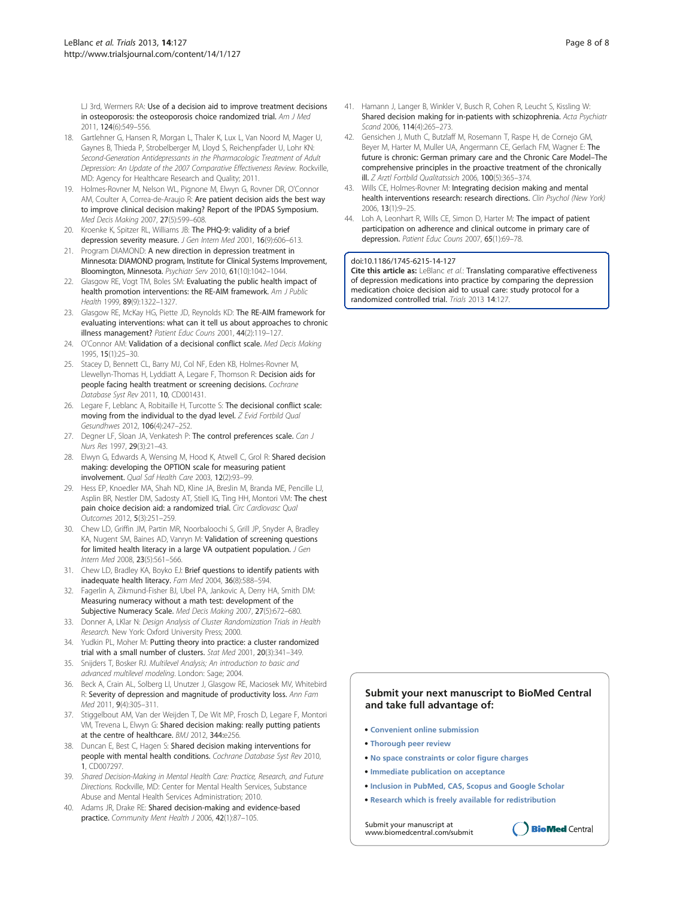LJ 3rd, Wermers RA: **Use of a decision aid to improve treatment decisions in osteoporosis: the osteoporosis choice randomized trial.** *Am J Med* 2011, **124**(6):549–556.

18. Gartlehner G, Hansen R, Morgan L, Thaler K, Lux L, Van Noord M, Mager U, Gaynes B, Thieda P, Strobelberger M, Lloyd S, Reichenpfader U, Lohr KN: *Second-Generation Antidepressants in the Pharmacologic Treatment of Adult Depression: An Update of the 2007 Comparative Effectiveness Review.* Rockville, MD: Agency for Healthcare Research and Quality; 2011.
19. Holmes-Rovner M, Nelson WL, Pignone M, Elwyn G, Rovner DR, O'Connor AM, Coulter A, Correa-de-Araujo R: **Are patient decision aids the best way to improve clinical decision making? Report of the IPDAS Symposium.** *Med Decis Making* 2007, **27**(5):599–608.
20. Kroenke K, Spitzer RL, Williams JB: **The PHQ-9: validity of a brief depression severity measure.** *J Gen Intern Med* 2001, **16**(9):606–613.
21. Program DIAMOND: **A new direction in depression treatment in Minnesota: DIAMOND program, Institute for Clinical Systems Improvement, Bloomington, Minnesota.** *Psychiatr Serv* 2010, **61**(10):1042–1044.
22. Glasgow RE, Vogt TM, Boles SM: **Evaluating the public health impact of health promotion interventions: the RE-AIM framework.** *Am J Public Health* 1999, **89**(9):1322–1327.
23. Glasgow RE, McKay HG, Piette JD, Reynolds KD: **The RE-AIM framework for evaluating interventions: what can it tell us about approaches to chronic illness management?** *Patient Educ Couns* 2001, **44**(2):119–127.
24. O'Connor AM: **Validation of a decisional conflict scale.** *Med Decis Making* 1995, **15**(1):25–30.
25. Stacey D, Bennett CL, Barry MJ, Col NF, Eden KB, Holmes-Rovner M, Llewellyn-Thomas H, Lyddiatt A, Legare F, Thomson R: **Decision aids for people facing health treatment or screening decisions.** *Cochrane Database Syst Rev* 2011, **10**, CD001431.
26. Legare F, Leblanc A, Robitaille H, Turcotte S: **The decisional conflict scale: moving from the individual to the dyad level.** *Z Evid Fortbild Qual Gesundhwes* 2012, **106**(4):247–252.
27. Degner LF, Sloan JA, Venkatesh P: **The control preferences scale.** *Can J Nurs Res* 1997, **29**(3):21–43.
28. Elwyn G, Edwards A, Wensing M, Hood K, Atwell C, Grol R: **Shared decision making: developing the OPTION scale for measuring patient involvement.** *Qual Saf Health Care* 2003, **12**(2):93–99.
29. Hess EP, Knoedler MA, Shah ND, Kline JA, Breslin M, Branda ME, Pencille LJ, Asplin BR, Nestler DM, Sadosty AT, Stiell IG, Ting HH, Montori VM: **The chest pain choice decision aid: a randomized trial.** *Circ Cardiovasc Qual Outcomes* 2012, **5**(3):251–259.
30. Chew LD, Griffin JM, Partin MR, Noorbaloochi S, Grill JP, Snyder A, Bradley KA, Nugent SM, Baines AD, Vanryn M: **Validation of screening questions for limited health literacy in a large VA outpatient population.** *J Gen Intern Med* 2008, **23**(5):561–566.
31. Chew LD, Bradley KA, Boyko EJ: **Brief questions to identify patients with inadequate health literacy.** *Fam Med* 2004, **36**(8):588–594.
32. Fagerlin A, Zikmund-Fisher BJ, Ubel PA, Jankovic A, Derry HA, Smith DM: **Measuring numeracy without a math test: development of the Subjective Numeracy Scale.** *Med Decis Making* 2007, **27**(5):672–680.
33. Donner A, LKlar N: *Design Analysis of Cluster Randomization Trials in Health Research.* New York: Oxford University Press; 2000.
34. Yudkin PL, Moher M: **Putting theory into practice: a cluster randomized trial with a small number of clusters.** *Stat Med* 2001, **20**(3):341–349.
35. Snijders T, Bosker RJ. *Multilevel Analysis; An introduction to basic and advanced multilevel modeling.* London: Sage; 2004.
36. Beck A, Crain AL, Solberg LI, Unutzer J, Glasgow RE, Maciosek MV, Whitebird R: **Severity of depression and magnitude of productivity loss.** *Ann Fam Med* 2011, **9**(4):305–311.
37. Stiggelbout AM, Van der Weijden T, De Wit MP, Frosch D, Legare F, Montori VM, Trevena L, Elwyn G: **Shared decision making: really putting patients at the centre of healthcare.** *BMJ* 2012, **344**:e256.
38. Duncan E, Best C, Hagen S: **Shared decision making interventions for people with mental health conditions.** *Cochrane Database Syst Rev* 2010, **1**, CD007297.
39. *Shared Decision-Making in Mental Health Care: Practice, Research, and Future Directions.* Rockville, MD: Center for Mental Health Services, Substance Abuse and Mental Health Services Administration; 2010.
40. Adams JR, Drake RE: **Shared decision-making and evidence-based practice.** *Community Ment Health J* 2006, **42**(1):87–105.
41. Hamann J, Langer B, Winkler V, Busch R, Cohen R, Leucht S, Kissling W: **Shared decision making for in-patients with schizophrenia.** *Acta Psychiatr Scand* 2006, **114**(4):265–273.
42. Gensichen J, Muth C, Butzlaff M, Rosemann T, Raspe H, de Cornejo GM, Beyer M, Harter M, Muller UA, Angermann CE, Gerlach FM, Wagner E: **The future is chronic: German primary care and the Chronic Care Model–The comprehensive principles in the proactive treatment of the chronically ill.** *Z Arztl Fortbild Qualitatssich* 2006, **100**(5):365–374.
43. Wills CE, Holmes-Rovner M: **Integrating decision making and mental health interventions research: research directions.** *Clin Psychol (New York)* 2006, **13**(1):9–25.
44. Loh A, Leonhart R, Wills CE, Simon D, Harter M: **The impact of patient participation on adherence and clinical outcome in primary care of depression.** *Patient Educ Couns* 2007, **65**(1):69–78.

doi:10.1186/1745-6215-14-127

**Cite this article as:** LeBlanc *et al.*: Translating comparative effectiveness of depression medications into practice by comparing the depression medication choice decision aid to usual care: study protocol for a randomized controlled trial. *Trials* 2013 **14**:127.

**Submit your next manuscript to BioMed Central and take full advantage of:**

- **Convenient online submission**
- **Thorough peer review**
- **No space constraints or color figure charges**
- **Immediate publication on acceptance**
- **Inclusion in PubMed, CAS, Scopus and Google Scholar**
- **Research which is freely available for redistribution**

Submit your manuscript at www.biomedcentral.com/submit

BioMed Central